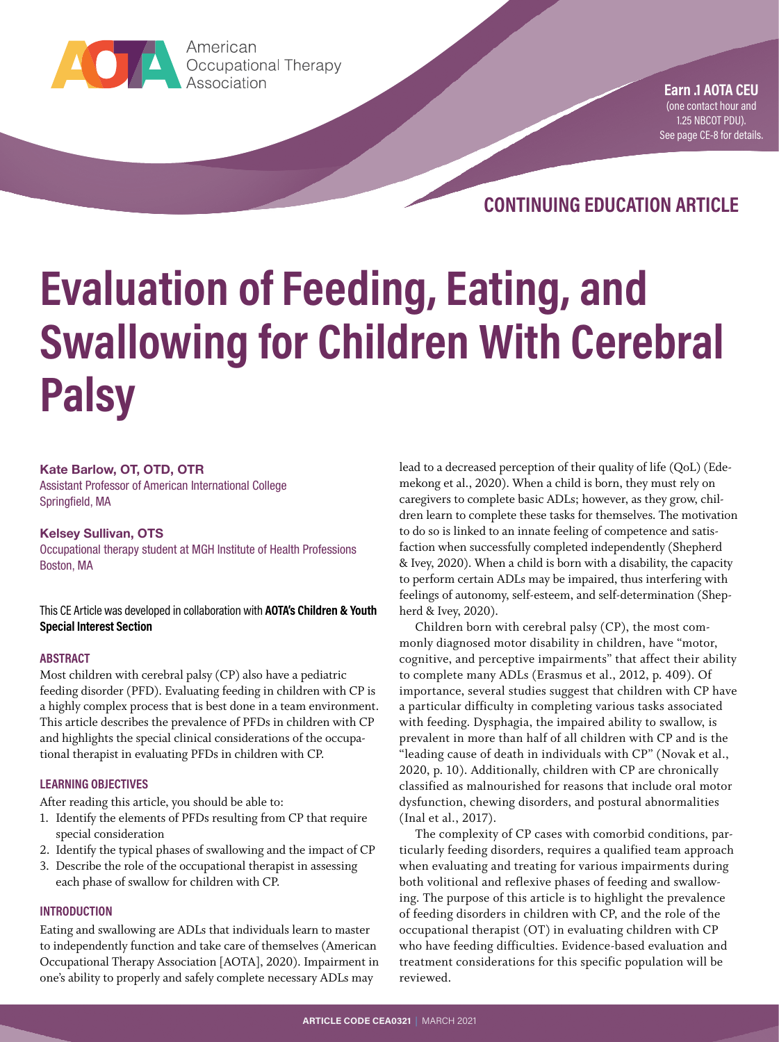American Occupational Therapy Association

**Earn .1 AOTA CEU**
(one contact hour and 1.25 NBCOT PDU). See page CE-8 for details.

## CONTINUING EDUCATION ARTICLE

# Evaluation of Feeding, Eating, and Swallowing for Children With Cerebral Palsy

**Kate Barlow, OT, OTD, OTR**
Assistant Professor of American International College
Springfield, MA

**Kelsey Sullivan, OTS**
Occupational therapy student at MGH Institute of Health Professions
Boston, MA

This CE Article was developed in collaboration with **AOTA's Children & Youth Special Interest Section**

### ABSTRACT

Most children with cerebral palsy (CP) also have a pediatric feeding disorder (PFD). Evaluating feeding in children with CP is a highly complex process that is best done in a team environment. This article describes the prevalence of PFDs in children with CP and highlights the special clinical considerations of the occupational therapist in evaluating PFDs in children with CP.

### LEARNING OBJECTIVES

After reading this article, you should be able to:

1. Identify the elements of PFDs resulting from CP that require special consideration
2. Identify the typical phases of swallowing and the impact of CP
3. Describe the role of the occupational therapist in assessing each phase of swallow for children with CP.

### INTRODUCTION

Eating and swallowing are ADLs that individuals learn to master to independently function and take care of themselves (American Occupational Therapy Association [AOTA], 2020). Impairment in one's ability to properly and safely complete necessary ADLs may lead to a decreased perception of their quality of life (QoL) (Edemekong et al., 2020). When a child is born, they must rely on caregivers to complete basic ADLs; however, as they grow, children learn to complete these tasks for themselves. The motivation to do so is linked to an innate feeling of competence and satisfaction when successfully completed independently (Shepherd & Ivey, 2020). When a child is born with a disability, the capacity to perform certain ADLs may be impaired, thus interfering with feelings of autonomy, self-esteem, and self-determination (Shepherd & Ivey, 2020).

Children born with cerebral palsy (CP), the most commonly diagnosed motor disability in children, have "motor, cognitive, and perceptive impairments" that affect their ability to complete many ADLs (Erasmus et al., 2012, p. 409). Of importance, several studies suggest that children with CP have a particular difficulty in completing various tasks associated with feeding. Dysphagia, the impaired ability to swallow, is prevalent in more than half of all children with CP and is the "leading cause of death in individuals with CP" (Novak et al., 2020, p. 10). Additionally, children with CP are chronically classified as malnourished for reasons that include oral motor dysfunction, chewing disorders, and postural abnormalities (Inal et al., 2017).

The complexity of CP cases with comorbid conditions, particularly feeding disorders, requires a qualified team approach when evaluating and treating for various impairments during both volitional and reflexive phases of feeding and swallowing. The purpose of this article is to highlight the prevalence of feeding disorders in children with CP, and the role of the occupational therapist (OT) in evaluating children with CP who have feeding difficulties. Evidence-based evaluation and treatment considerations for this specific population will be reviewed.

ARTICLE CODE CEA0321 | MARCH 2021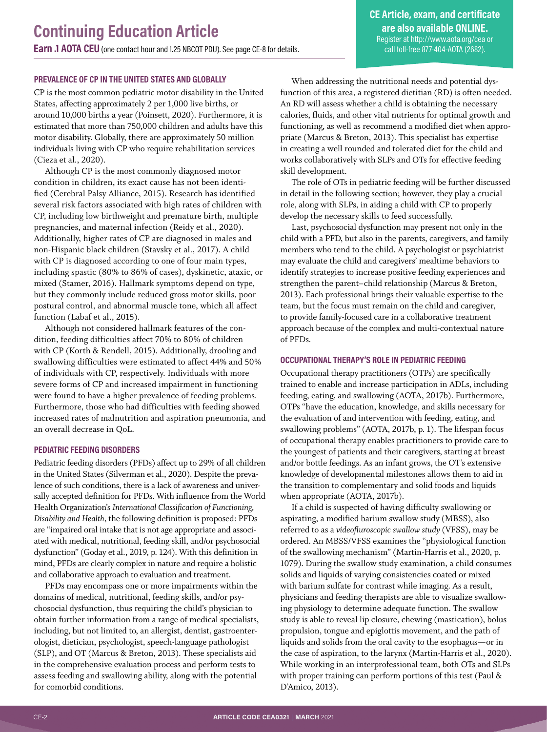## PREVALENCE OF CP IN THE UNITED STATES AND GLOBALLY

CP is the most common pediatric motor disability in the United States, affecting approximately 2 per 1,000 live births, or around 10,000 births a year (Poinsett, 2020). Furthermore, it is estimated that more than 750,000 children and adults have this motor disability. Globally, there are approximately 50 million individuals living with CP who require rehabilitation services (Cieza et al., 2020).

Although CP is the most commonly diagnosed motor condition in children, its exact cause has not been identified (Cerebral Palsy Alliance, 2015). Research has identified several risk factors associated with high rates of children with CP, including low birthweight and premature birth, multiple pregnancies, and maternal infection (Reidy et al., 2020). Additionally, higher rates of CP are diagnosed in males and non-Hispanic black children (Stavsky et al., 2017). A child with CP is diagnosed according to one of four main types, including spastic (80% to 86% of cases), dyskinetic, ataxic, or mixed (Stamer, 2016). Hallmark symptoms depend on type, but they commonly include reduced gross motor skills, poor postural control, and abnormal muscle tone, which all affect function (Labaf et al., 2015).

Although not considered hallmark features of the condition, feeding difficulties affect 70% to 80% of children with CP (Korth & Rendell, 2015). Additionally, drooling and swallowing difficulties were estimated to affect 44% and 50% of individuals with CP, respectively. Individuals with more severe forms of CP and increased impairment in functioning were found to have a higher prevalence of feeding problems. Furthermore, those who had difficulties with feeding showed increased rates of malnutrition and aspiration pneumonia, and an overall decrease in QoL.

## PEDIATRIC FEEDING DISORDERS

Pediatric feeding disorders (PFDs) affect up to 29% of all children in the United States (Silverman et al., 2020). Despite the prevalence of such conditions, there is a lack of awareness and universally accepted definition for PFDs. With influence from the World Health Organization's *International Classification of Functioning, Disability and Health*, the following definition is proposed: PFDs are "impaired oral intake that is not age appropriate and associated with medical, nutritional, feeding skill, and/or psychosocial dysfunction" (Goday et al., 2019, p. 124). With this definition in mind, PFDs are clearly complex in nature and require a holistic and collaborative approach to evaluation and treatment.

PFDs may encompass one or more impairments within the domains of medical, nutritional, feeding skills, and/or psychosocial dysfunction, thus requiring the child's physician to obtain further information from a range of medical specialists, including, but not limited to, an allergist, dentist, gastroenterologist, dietician, psychologist, speech-language pathologist (SLP), and OT (Marcus & Breton, 2013). These specialists aid in the comprehensive evaluation process and perform tests to assess feeding and swallowing ability, along with the potential for comorbid conditions.

When addressing the nutritional needs and potential dysfunction of this area, a registered dietitian (RD) is often needed. An RD will assess whether a child is obtaining the necessary calories, fluids, and other vital nutrients for optimal growth and functioning, as well as recommend a modified diet when appropriate (Marcus & Breton, 2013). This specialist has expertise in creating a well rounded and tolerated diet for the child and works collaboratively with SLPs and OTs for effective feeding skill development.

The role of OTs in pediatric feeding will be further discussed in detail in the following section; however, they play a crucial role, along with SLPs, in aiding a child with CP to properly develop the necessary skills to feed successfully.

Last, psychosocial dysfunction may present not only in the child with a PFD, but also in the parents, caregivers, and family members who tend to the child. A psychologist or psychiatrist may evaluate the child and caregivers' mealtime behaviors to identify strategies to increase positive feeding experiences and strengthen the parent–child relationship (Marcus & Breton, 2013). Each professional brings their valuable expertise to the team, but the focus must remain on the child and caregiver, to provide family-focused care in a collaborative treatment approach because of the complex and multi-contextual nature of PFDs.

## OCCUPATIONAL THERAPY'S ROLE IN PEDIATRIC FEEDING

Occupational therapy practitioners (OTPs) are specifically trained to enable and increase participation in ADLs, including feeding, eating, and swallowing (AOTA, 2017b). Furthermore, OTPs "have the education, knowledge, and skills necessary for the evaluation of and intervention with feeding, eating, and swallowing problems" (AOTA, 2017b, p. 1). The lifespan focus of occupational therapy enables practitioners to provide care to the youngest of patients and their caregivers, starting at breast and/or bottle feedings. As an infant grows, the OT's extensive knowledge of developmental milestones allows them to aid in the transition to complementary and solid foods and liquids when appropriate (AOTA, 2017b).

If a child is suspected of having difficulty swallowing or aspirating, a modified barium swallow study (MBSS), also referred to as a *videofluroscopic swallow study* (VFSS), may be ordered. An MBSS/VFSS examines the "physiological function of the swallowing mechanism" (Martin-Harris et al., 2020, p. 1079). During the swallow study examination, a child consumes solids and liquids of varying consistencies coated or mixed with barium sulfate for contrast while imaging. As a result, physicians and feeding therapists are able to visualize swallowing physiology to determine adequate function. The swallow study is able to reveal lip closure, chewing (mastication), bolus propulsion, tongue and epiglottis movement, and the path of liquids and solids from the oral cavity to the esophagus—or in the case of aspiration, to the larynx (Martin-Harris et al., 2020). While working in an interprofessional team, both OTs and SLPs with proper training can perform portions of this test (Paul & D'Amico, 2013).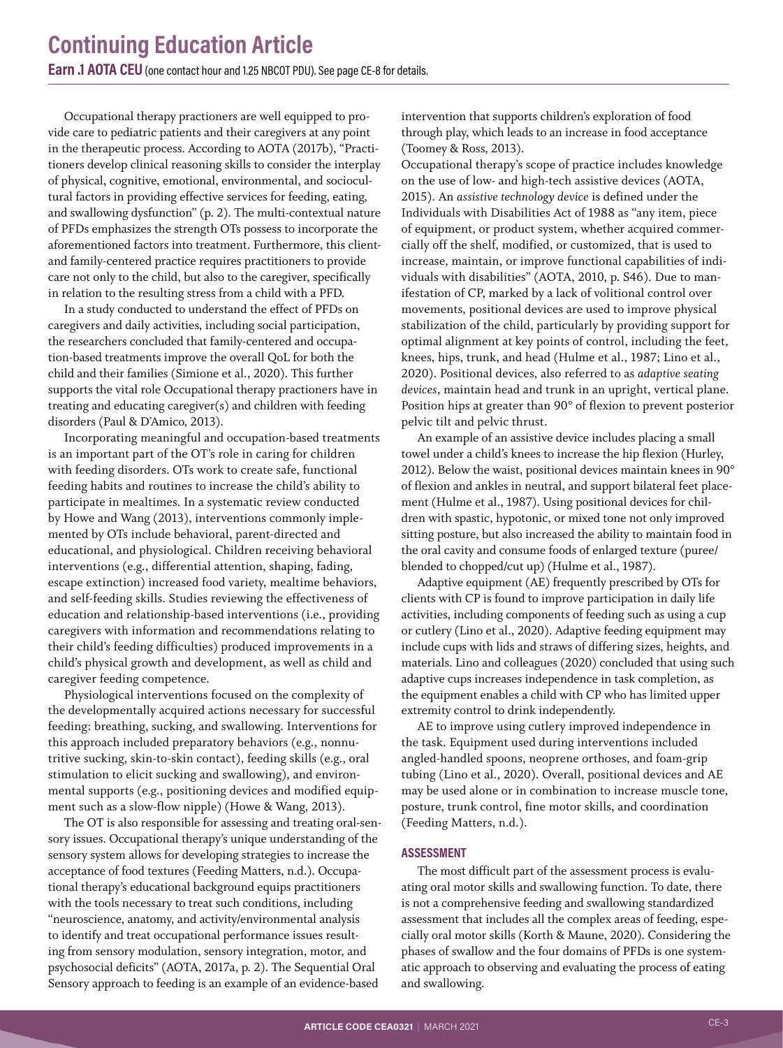Occupational therapy practitioners are well equipped to provide care to pediatric patients and their caregivers at any point in the therapeutic process. According to AOTA (2017b), "Practitioners develop clinical reasoning skills to consider the interplay of physical, cognitive, emotional, environmental, and sociocultural factors in providing effective services for feeding, eating, and swallowing dysfunction" (p. 2). The multi-contextual nature of PFDs emphasizes the strength OTs possess to incorporate the aforementioned factors into treatment. Furthermore, this client- and family-centered practice requires practitioners to provide care not only to the child, but also to the caregiver, specifically in relation to the resulting stress from a child with a PFD.

In a study conducted to understand the effect of PFDs on caregivers and daily activities, including social participation, the researchers concluded that family-centered and occupation-based treatments improve the overall QoL for both the child and their families (Simione et al., 2020). This further supports the vital role Occupational therapy practitioners have in treating and educating caregiver(s) and children with feeding disorders (Paul & D'Amico, 2013).

Incorporating meaningful and occupation-based treatments is an important part of the OT's role in caring for children with feeding disorders. OTs work to create safe, functional feeding habits and routines to increase the child's ability to participate in mealtimes. In a systematic review conducted by Howe and Wang (2013), interventions commonly implemented by OTs include behavioral, parent-directed and educational, and physiological. Children receiving behavioral interventions (e.g., differential attention, shaping, fading, escape extinction) increased food variety, mealtime behaviors, and self-feeding skills. Studies reviewing the effectiveness of education and relationship-based interventions (i.e., providing caregivers with information and recommendations relating to their child's feeding difficulties) produced improvements in a child's physical growth and development, as well as child and caregiver feeding competence.

Physiological interventions focused on the complexity of the developmentally acquired actions necessary for successful feeding: breathing, sucking, and swallowing. Interventions for this approach included preparatory behaviors (e.g., nonnutritive sucking, skin-to-skin contact), feeding skills (e.g., oral stimulation to elicit sucking and swallowing), and environmental supports (e.g., positioning devices and modified equipment such as a slow-flow nipple) (Howe & Wang, 2013).

The OT is also responsible for assessing and treating oral-sensory issues. Occupational therapy's unique understanding of the sensory system allows for developing strategies to increase the acceptance of food textures (Feeding Matters, n.d.). Occupational therapy's educational background equips practitioners with the tools necessary to treat such conditions, including "neuroscience, anatomy, and activity/environmental analysis to identify and treat occupational performance issues resulting from sensory modulation, sensory integration, motor, and psychosocial deficits" (AOTA, 2017a, p. 2). The Sequential Oral Sensory approach to feeding is an example of an evidence-based intervention that supports children's exploration of food through play, which leads to an increase in food acceptance (Toomey & Ross, 2013).

Occupational therapy's scope of practice includes knowledge on the use of low- and high-tech assistive devices (AOTA, 2015). An *assistive technology device* is defined under the Individuals with Disabilities Act of 1988 as "any item, piece of equipment, or product system, whether acquired commercially off the shelf, modified, or customized, that is used to increase, maintain, or improve functional capabilities of individuals with disabilities" (AOTA, 2010, p. S46). Due to manifestation of CP, marked by a lack of volitional control over movements, positional devices are used to improve physical stabilization of the child, particularly by providing support for optimal alignment at key points of control, including the feet, knees, hips, trunk, and head (Hulme et al., 1987; Lino et al., 2020). Positional devices, also referred to as *adaptive seating devices*, maintain head and trunk in an upright, vertical plane. Position hips at greater than 90° of flexion to prevent posterior pelvic tilt and pelvic thrust.

An example of an assistive device includes placing a small towel under a child's knees to increase the hip flexion (Hurley, 2012). Below the waist, positional devices maintain knees in 90° of flexion and ankles in neutral, and support bilateral feet placement (Hulme et al., 1987). Using positional devices for children with spastic, hypotonic, or mixed tone not only improved sitting posture, but also increased the ability to maintain food in the oral cavity and consume foods of enlarged texture (puree/blended to chopped/cut up) (Hulme et al., 1987).

Adaptive equipment (AE) frequently prescribed by OTs for clients with CP is found to improve participation in daily life activities, including components of feeding such as using a cup or cutlery (Lino et al., 2020). Adaptive feeding equipment may include cups with lids and straws of differing sizes, heights, and materials. Lino and colleagues (2020) concluded that using such adaptive cups increases independence in task completion, as the equipment enables a child with CP who has limited upper extremity control to drink independently.

AE to improve using cutlery improved independence in the task. Equipment used during interventions included angled-handled spoons, neoprene orthoses, and foam-grip tubing (Lino et al., 2020). Overall, positional devices and AE may be used alone or in combination to increase muscle tone, posture, trunk control, fine motor skills, and coordination (Feeding Matters, n.d.).

## ASSESSMENT

The most difficult part of the assessment process is evaluating oral motor skills and swallowing function. To date, there is not a comprehensive feeding and swallowing standardized assessment that includes all the complex areas of feeding, especially oral motor skills (Korth & Maune, 2020). Considering the phases of swallow and the four domains of PFDs is one systematic approach to observing and evaluating the process of eating and swallowing.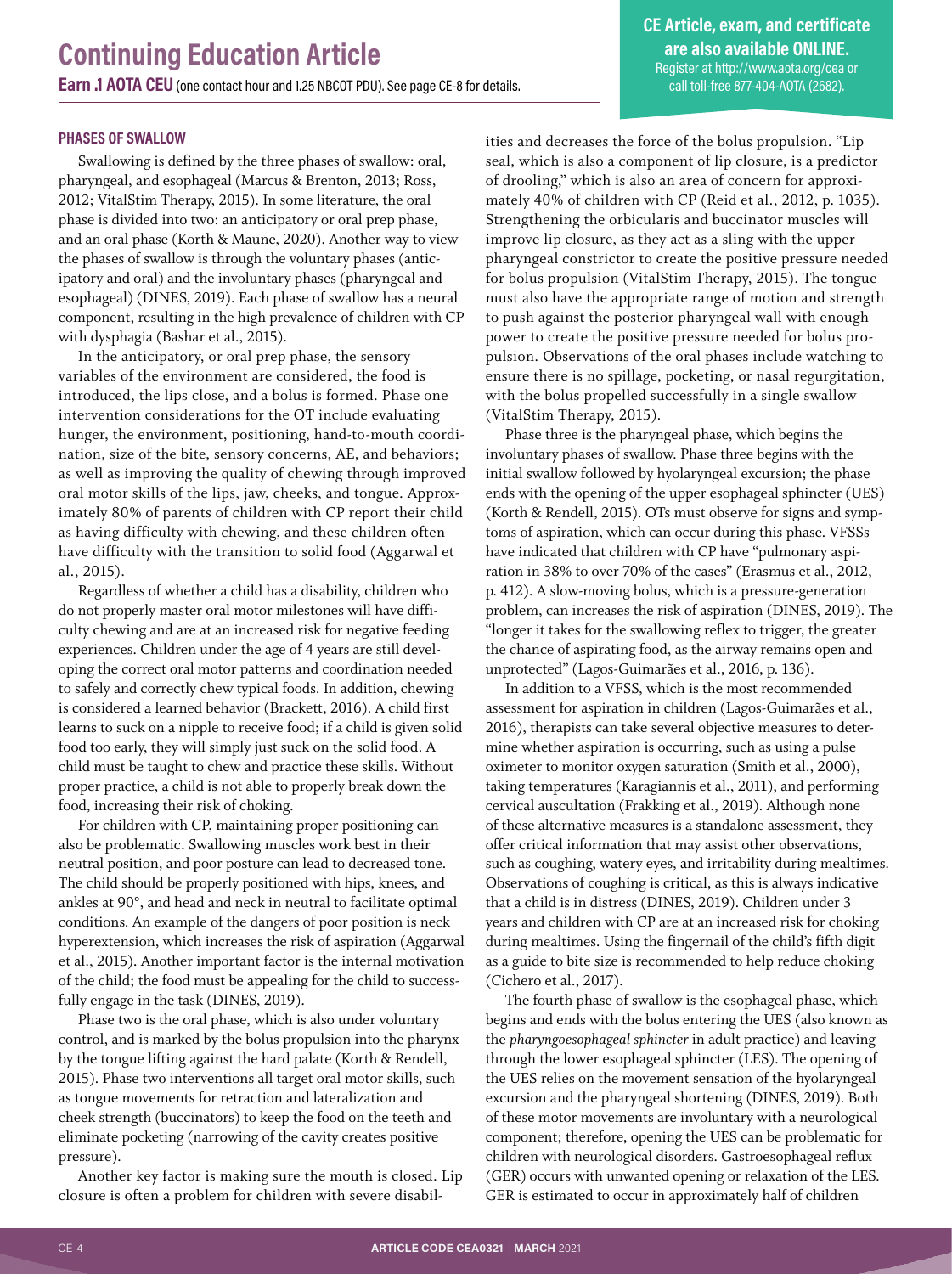## PHASES OF SWALLOW

Swallowing is defined by the three phases of swallow: oral, pharyngeal, and esophageal (Marcus & Brenton, 2013; Ross, 2012; VitalStim Therapy, 2015). In some literature, the oral phase is divided into two: an anticipatory or oral prep phase, and an oral phase (Korth & Maune, 2020). Another way to view the phases of swallow is through the voluntary phases (anticipatory and oral) and the involuntary phases (pharyngeal and esophageal) (DINES, 2019). Each phase of swallow has a neural component, resulting in the high prevalence of children with CP with dysphagia (Bashar et al., 2015).

In the anticipatory, or oral prep phase, the sensory variables of the environment are considered, the food is introduced, the lips close, and a bolus is formed. Phase one intervention considerations for the OT include evaluating hunger, the environment, positioning, hand-to-mouth coordination, size of the bite, sensory concerns, AE, and behaviors; as well as improving the quality of chewing through improved oral motor skills of the lips, jaw, cheeks, and tongue. Approximately 80% of parents of children with CP report their child as having difficulty with chewing, and these children often have difficulty with the transition to solid food (Aggarwal et al., 2015).

Regardless of whether a child has a disability, children who do not properly master oral motor milestones will have difficulty chewing and are at an increased risk for negative feeding experiences. Children under the age of 4 years are still developing the correct oral motor patterns and coordination needed to safely and correctly chew typical foods. In addition, chewing is considered a learned behavior (Brackett, 2016). A child first learns to suck on a nipple to receive food; if a child is given solid food too early, they will simply just suck on the solid food. A child must be taught to chew and practice these skills. Without proper practice, a child is not able to properly break down the food, increasing their risk of choking.

For children with CP, maintaining proper positioning can also be problematic. Swallowing muscles work best in their neutral position, and poor posture can lead to decreased tone. The child should be properly positioned with hips, knees, and ankles at 90°, and head and neck in neutral to facilitate optimal conditions. An example of the dangers of poor position is neck hyperextension, which increases the risk of aspiration (Aggarwal et al., 2015). Another important factor is the internal motivation of the child; the food must be appealing for the child to successfully engage in the task (DINES, 2019).

Phase two is the oral phase, which is also under voluntary control, and is marked by the bolus propulsion into the pharynx by the tongue lifting against the hard palate (Korth & Rendell, 2015). Phase two interventions all target oral motor skills, such as tongue movements for retraction and lateralization and cheek strength (buccinators) to keep the food on the teeth and eliminate pocketing (narrowing of the cavity creates positive pressure).

Another key factor is making sure the mouth is closed. Lip closure is often a problem for children with severe disabilities and decreases the force of the bolus propulsion. "Lip seal, which is also a component of lip closure, is a predictor of drooling," which is also an area of concern for approximately 40% of children with CP (Reid et al., 2012, p. 1035). Strengthening the orbicularis and buccinator muscles will improve lip closure, as they act as a sling with the upper pharyngeal constrictor to create the positive pressure needed for bolus propulsion (VitalStim Therapy, 2015). The tongue must also have the appropriate range of motion and strength to push against the posterior pharyngeal wall with enough power to create the positive pressure needed for bolus propulsion. Observations of the oral phases include watching to ensure there is no spillage, pocketing, or nasal regurgitation, with the bolus propelled successfully in a single swallow (VitalStim Therapy, 2015).

Phase three is the pharyngeal phase, which begins the involuntary phases of swallow. Phase three begins with the initial swallow followed by hyolaryngeal excursion; the phase ends with the opening of the upper esophageal sphincter (UES) (Korth & Rendell, 2015). OTs must observe for signs and symptoms of aspiration, which can occur during this phase. VFSSs have indicated that children with CP have "pulmonary aspiration in 38% to over 70% of the cases" (Erasmus et al., 2012, p. 412). A slow-moving bolus, which is a pressure-generation problem, can increases the risk of aspiration (DINES, 2019). The "longer it takes for the swallowing reflex to trigger, the greater the chance of aspirating food, as the airway remains open and unprotected" (Lagos-Guimarães et al., 2016, p. 136).

In addition to a VFSS, which is the most recommended assessment for aspiration in children (Lagos-Guimarães et al., 2016), therapists can take several objective measures to determine whether aspiration is occurring, such as using a pulse oximeter to monitor oxygen saturation (Smith et al., 2000), taking temperatures (Karagiannis et al., 2011), and performing cervical auscultation (Frakking et al., 2019). Although none of these alternative measures is a standalone assessment, they offer critical information that may assist other observations, such as coughing, watery eyes, and irritability during mealtimes. Observations of coughing is critical, as this is always indicative that a child is in distress (DINES, 2019). Children under 3 years and children with CP are at an increased risk for choking during mealtimes. Using the fingernail of the child's fifth digit as a guide to bite size is recommended to help reduce choking (Cichero et al., 2017).

The fourth phase of swallow is the esophageal phase, which begins and ends with the bolus entering the UES (also known as the *pharyngoesophageal sphincter* in adult practice) and leaving through the lower esophageal sphincter (LES). The opening of the UES relies on the movement sensation of the hyolaryngeal excursion and the pharyngeal shortening (DINES, 2019). Both of these motor movements are involuntary with a neurological component; therefore, opening the UES can be problematic for children with neurological disorders. Gastroesophageal reflux (GER) occurs with unwanted opening or relaxation of the LES. GER is estimated to occur in approximately half of children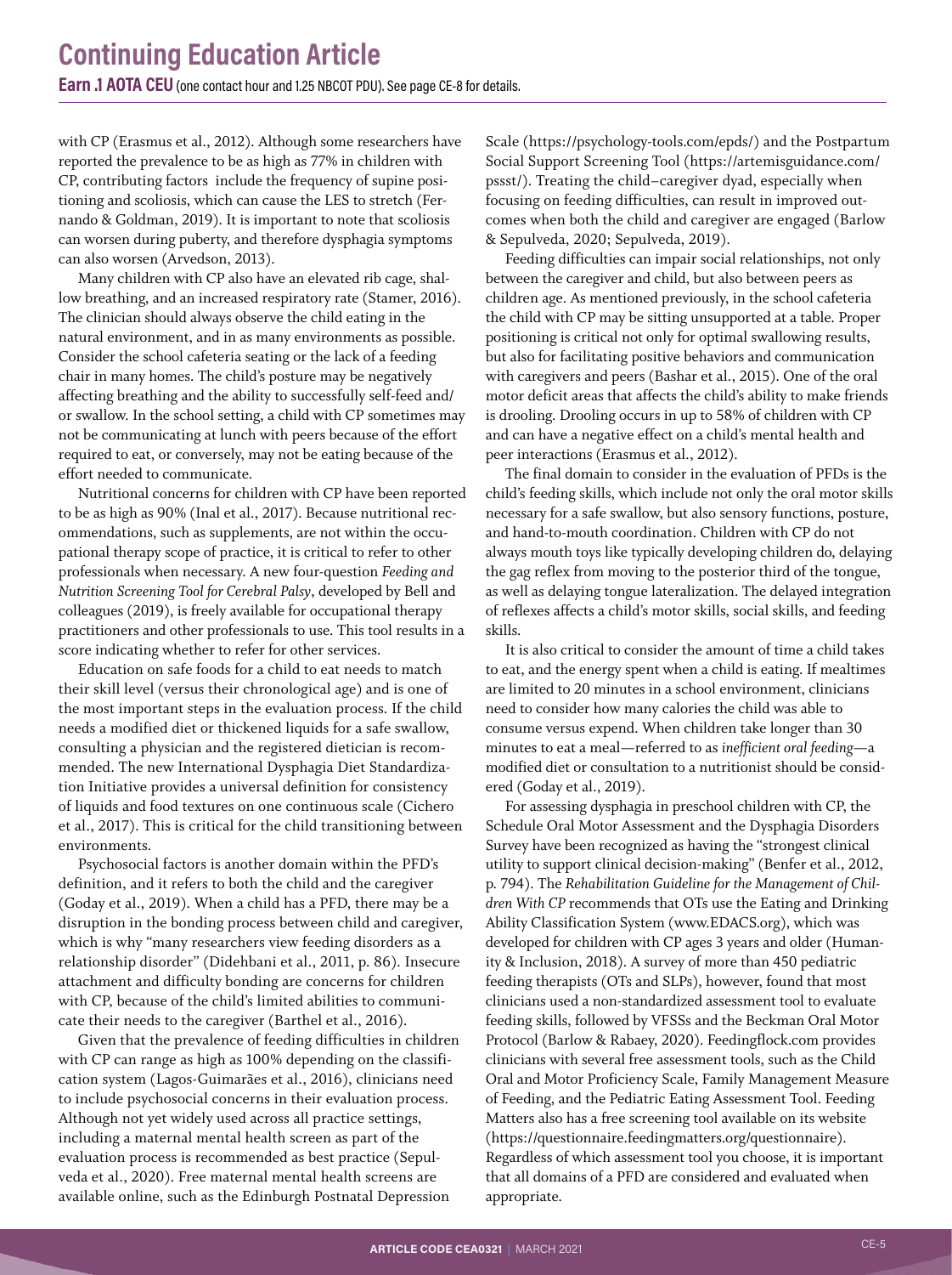with CP (Erasmus et al., 2012). Although some researchers have reported the prevalence to be as high as 77% in children with CP, contributing factors include the frequency of supine positioning and scoliosis, which can cause the LES to stretch (Fernando & Goldman, 2019). It is important to note that scoliosis can worsen during puberty, and therefore dysphagia symptoms can also worsen (Arvedson, 2013).

Many children with CP also have an elevated rib cage, shallow breathing, and an increased respiratory rate (Stamer, 2016). The clinician should always observe the child eating in the natural environment, and in as many environments as possible. Consider the school cafeteria seating or the lack of a feeding chair in many homes. The child's posture may be negatively affecting breathing and the ability to successfully self-feed and/or swallow. In the school setting, a child with CP sometimes may not be communicating at lunch with peers because of the effort required to eat, or conversely, may not be eating because of the effort needed to communicate.

Nutritional concerns for children with CP have been reported to be as high as 90% (Inal et al., 2017). Because nutritional recommendations, such as supplements, are not within the occupational therapy scope of practice, it is critical to refer to other professionals when necessary. A new four-question *Feeding and Nutrition Screening Tool for Cerebral Palsy*, developed by Bell and colleagues (2019), is freely available for occupational therapy practitioners and other professionals to use. This tool results in a score indicating whether to refer for other services.

Education on safe foods for a child to eat needs to match their skill level (versus their chronological age) and is one of the most important steps in the evaluation process. If the child needs a modified diet or thickened liquids for a safe swallow, consulting a physician and the registered dietician is recommended. The new International Dysphagia Diet Standardization Initiative provides a universal definition for consistency of liquids and food textures on one continuous scale (Cichero et al., 2017). This is critical for the child transitioning between environments.

Psychosocial factors is another domain within the PFD's definition, and it refers to both the child and the caregiver (Goday et al., 2019). When a child has a PFD, there may be a disruption in the bonding process between child and caregiver, which is why "many researchers view feeding disorders as a relationship disorder" (Didehbani et al., 2011, p. 86). Insecure attachment and difficulty bonding are concerns for children with CP, because of the child's limited abilities to communicate their needs to the caregiver (Barthel et al., 2016).

Given that the prevalence of feeding difficulties in children with CP can range as high as 100% depending on the classification system (Lagos-Guimarães et al., 2016), clinicians need to include psychosocial concerns in their evaluation process. Although not yet widely used across all practice settings, including a maternal mental health screen as part of the evaluation process is recommended as best practice (Sepulveda et al., 2020). Free maternal mental health screens are available online, such as the Edinburgh Postnatal Depression Scale (https://psychology-tools.com/epds/) and the Postpartum Social Support Screening Tool (https://artemisguidance.com/pssst/). Treating the child–caregiver dyad, especially when focusing on feeding difficulties, can result in improved outcomes when both the child and caregiver are engaged (Barlow & Sepulveda, 2020; Sepulveda, 2019).

Feeding difficulties can impair social relationships, not only between the caregiver and child, but also between peers as children age. As mentioned previously, in the school cafeteria the child with CP may be sitting unsupported at a table. Proper positioning is critical not only for optimal swallowing results, but also for facilitating positive behaviors and communication with caregivers and peers (Bashar et al., 2015). One of the oral motor deficit areas that affects the child's ability to make friends is drooling. Drooling occurs in up to 58% of children with CP and can have a negative effect on a child's mental health and peer interactions (Erasmus et al., 2012).

The final domain to consider in the evaluation of PFDs is the child's feeding skills, which include not only the oral motor skills necessary for a safe swallow, but also sensory functions, posture, and hand-to-mouth coordination. Children with CP do not always mouth toys like typically developing children do, delaying the gag reflex from moving to the posterior third of the tongue, as well as delaying tongue lateralization. The delayed integration of reflexes affects a child's motor skills, social skills, and feeding skills.

It is also critical to consider the amount of time a child takes to eat, and the energy spent when a child is eating. If mealtimes are limited to 20 minutes in a school environment, clinicians need to consider how many calories the child was able to consume versus expend. When children take longer than 30 minutes to eat a meal—referred to as *inefficient oral feeding*—a modified diet or consultation to a nutritionist should be considered (Goday et al., 2019).

For assessing dysphagia in preschool children with CP, the Schedule Oral Motor Assessment and the Dysphagia Disorders Survey have been recognized as having the "strongest clinical utility to support clinical decision-making" (Benfer et al., 2012, p. 794). The *Rehabilitation Guideline for the Management of Children With CP* recommends that OTs use the Eating and Drinking Ability Classification System (www.EDACS.org), which was developed for children with CP ages 3 years and older (Humanity & Inclusion, 2018). A survey of more than 450 pediatric feeding therapists (OTs and SLPs), however, found that most clinicians used a non-standardized assessment tool to evaluate feeding skills, followed by VFSSs and the Beckman Oral Motor Protocol (Barlow & Rabaey, 2020). Feedingflock.com provides clinicians with several free assessment tools, such as the Child Oral and Motor Proficiency Scale, Family Management Measure of Feeding, and the Pediatric Eating Assessment Tool. Feeding Matters also has a free screening tool available on its website (https://questionnaire.feedingmatters.org/questionnaire). Regardless of which assessment tool you choose, it is important that all domains of a PFD are considered and evaluated when appropriate.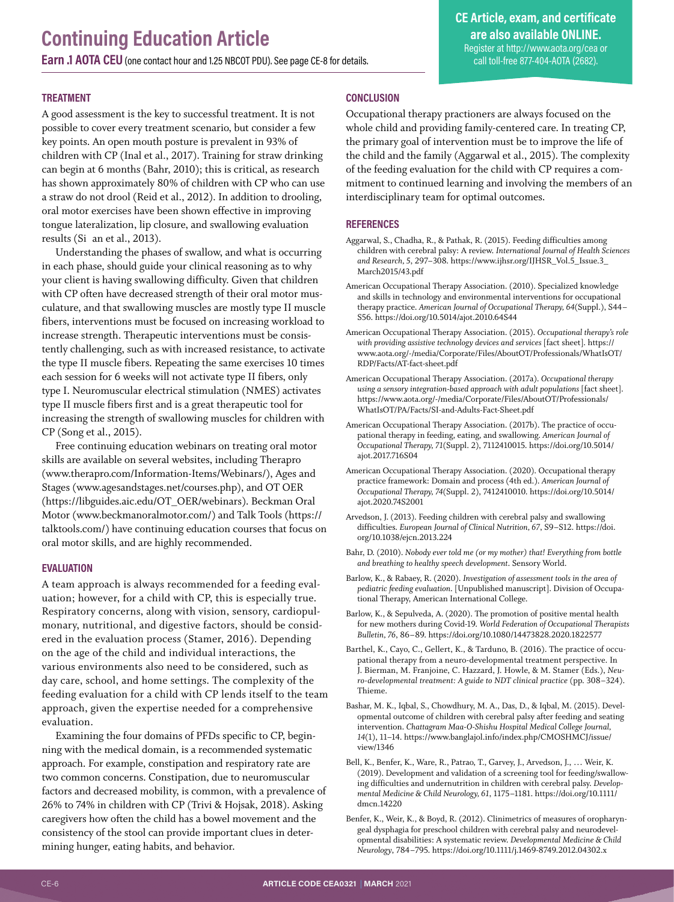## TREATMENT

A good assessment is the key to successful treatment. It is not possible to cover every treatment scenario, but consider a few key points. An open mouth posture is prevalent in 93% of children with CP (Inal et al., 2017). Training for straw drinking can begin at 6 months (Bahr, 2010); this is critical, as research has shown approximately 80% of children with CP who can use a straw do not drool (Reid et al., 2012). In addition to drooling, oral motor exercises have been shown effective in improving tongue lateralization, lip closure, and swallowing evaluation results (Si an et al., 2013).

Understanding the phases of swallow, and what is occurring in each phase, should guide your clinical reasoning as to why your client is having swallowing difficulty. Given that children with CP often have decreased strength of their oral motor musculature, and that swallowing muscles are mostly type II muscle fibers, interventions must be focused on increasing workload to increase strength. Therapeutic interventions must be consistently challenging, such as with increased resistance, to activate the type II muscle fibers. Repeating the same exercises 10 times each session for 6 weeks will not activate type II fibers, only type I. Neuromuscular electrical stimulation (NMES) activates type II muscle fibers first and is a great therapeutic tool for increasing the strength of swallowing muscles for children with CP (Song et al., 2015).

Free continuing education webinars on treating oral motor skills are available on several websites, including Therapro (www.therapro.com/Information-Items/Webinars/), Ages and Stages (www.agesandstages.net/courses.php), and OT OER (https://libguides.aic.edu/OT_OER/webinars). Beckman Oral Motor (www.beckmanoralmotor.com/) and Talk Tools (https://talktools.com/) have continuing education courses that focus on oral motor skills, and are highly recommended.

## EVALUATION

A team approach is always recommended for a feeding evaluation; however, for a child with CP, this is especially true. Respiratory concerns, along with vision, sensory, cardiopulmonary, nutritional, and digestive factors, should be considered in the evaluation process (Stamer, 2016). Depending on the age of the child and individual interactions, the various environments also need to be considered, such as day care, school, and home settings. The complexity of the feeding evaluation for a child with CP lends itself to the team approach, given the expertise needed for a comprehensive evaluation.

Examining the four domains of PFDs specific to CP, beginning with the medical domain, is a recommended systematic approach. For example, constipation and respiratory rate are two common concerns. Constipation, due to neuromuscular factors and decreased mobility, is common, with a prevalence of 26% to 74% in children with CP (Trivi & Hojsak, 2018). Asking caregivers how often the child has a bowel movement and the consistency of the stool can provide important clues in determining hunger, eating habits, and behavior.

## CONCLUSION

Occupational therapy practioners are always focused on the whole child and providing family-centered care. In treating CP, the primary goal of intervention must be to improve the life of the child and the family (Aggarwal et al., 2015). The complexity of the feeding evaluation for the child with CP requires a commitment to continued learning and involving the members of an interdisciplinary team for optimal outcomes.

## REFERENCES

Aggarwal, S., Chadha, R., & Pathak, R. (2015). Feeding difficulties among children with cerebral palsy: A review. *International Journal of Health Sciences and Research, 5*, 297–308. https://www.ijhsr.org/IJHSR_Vol.5_Issue.3_March2015/43.pdf

American Occupational Therapy Association. (2010). Specialized knowledge and skills in technology and environmental interventions for occupational therapy practice. *American Journal of Occupational Therapy, 64*(Suppl.), S44–S56. https://doi.org/10.5014/ajot.2010.64S44

American Occupational Therapy Association. (2015). *Occupational therapy's role with providing assistive technology devices and services* [fact sheet]. https://www.aota.org/-/media/Corporate/Files/AboutOT/Professionals/WhatIsOT/RDP/Facts/AT-fact-sheet.pdf

American Occupational Therapy Association. (2017a). *Occupational therapy using a sensory integration-based approach with adult populations* [fact sheet]. https://www.aota.org/-/media/Corporate/Files/AboutOT/Professionals/WhatIsOT/PA/Facts/SI-and-Adults-Fact-Sheet.pdf

American Occupational Therapy Association. (2017b). The practice of occupational therapy in feeding, eating, and swallowing. *American Journal of Occupational Therapy, 71*(Suppl. 2), 7112410015. https://doi.org/10.5014/ajot.2017.716S04

American Occupational Therapy Association. (2020). Occupational therapy practice framework: Domain and process (4th ed.). *American Journal of Occupational Therapy, 74*(Suppl. 2), 7412410010. https://doi.org/10.5014/ajot.2020.74S2001

Arvedson, J. (2013). Feeding children with cerebral palsy and swallowing difficulties. *European Journal of Clinical Nutrition, 67*, S9–S12. https://doi.org/10.1038/ejcn.2013.224

Bahr, D. (2010). *Nobody ever told me (or my mother) that! Everything from bottle and breathing to healthy speech development*. Sensory World.

Barlow, K., & Rabaey, R. (2020). *Investigation of assessment tools in the area of pediatric feeding evaluation*. [Unpublished manuscript]. Division of Occupational Therapy, American International College.

Barlow, K., & Sepulveda, A. (2020). The promotion of positive mental health for new mothers during Covid-19. *World Federation of Occupational Therapists Bulletin, 76*, 86–89. https://doi.org/10.1080/14473828.2020.1822577

Barthel, K., Cayo, C., Gellert, K., & Tarduno, B. (2016). The practice of occupational therapy from a neuro-developmental treatment perspective. In J. Bierman, M. Franjoine, C. Hazzard, J. Howle, & M. Stamer (Eds.), *Neuro-developmental treatment: A guide to NDT clinical practice* (pp. 308–324). Thieme.

Bashar, M. K., Iqbal, S., Chowdhury, M. A., Das, D., & Iqbal, M. (2015). Developmental outcome of children with cerebral palsy after feeding and seating intervention. *Chattagram Maa-O-Shishu Hospital Medical College Journal, 14*(1), 11–14. https://www.banglajol.info/index.php/CMOSHMCJ/issue/view/1346

Bell, K., Benfer, K., Ware, R., Patrao, T., Garvey, J., Arvedson, J., … Weir, K. (2019). Development and validation of a screening tool for feeding/swallowing difficulties and undernutrition in children with cerebral palsy. *Developmental Medicine & Child Neurology, 61*, 1175–1181. https://doi.org/10.1111/dmcn.14220

Benfer, K., Weir, K., & Boyd, R. (2012). Clinimetrics of measures of oropharyngeal dysphagia for preschool children with cerebral palsy and neurodevelopmental disabilities: A systematic review. *Developmental Medicine & Child Neurology*, 784–795. https://doi.org/10.1111/j.1469-8749.2012.04302.x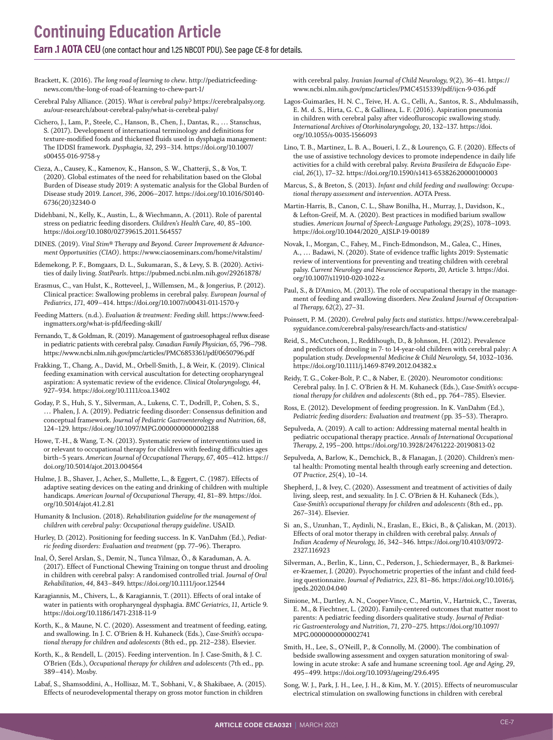Brackett, K. (2016). *The long road of learning to chew*. http://pediatricfeedingnews.com/the-long-of-road-of-learning-to-chew-part-1/

Cerebral Palsy Alliance. (2015). *What is cerebral palsy?* https://cerebralpalsy.org.au/our-research/about-cerebral-palsy/what-is-cerebral-palsy/

Cichero, J., Lam, P., Steele, C., Hanson, B., Chen, J., Dantas, R., … Stanschus, S. (2017). Development of international terminology and definitions for texture-modified foods and thickened fluids used in dysphagia management: The IDDSI framework. *Dysphagia, 32*, 293–314. https://doi.org/10.1007/s00455-016-9758-y

Cieza, A., Causey, K., Kamenov, K., Hanson, S. W., Chatterji, S., & Vos, T. (2020). Global estimates of the need for rehabilitation based on the Global Burden of Disease study 2019: A systematic analysis for the Global Burden of Disease study 2019. *Lancet, 396*, 2006–2017. https://doi.org/10.1016/S0140-6736(20)32340-0

Didehbani, N., Kelly, K., Austin, L., & Wiechmann, A. (2011). Role of parental stress on pediatric feeding disorders. *Children's Health Care, 40*, 85–100. https://doi.org/10.1080/02739615.2011.564557

DINES. (2019). *Vital Stim® Therapy and Beyond. Career Improvement & Advancement Opportunities (CIAO)*. https://www.ciaoseminars.com/home/vitalstim/

Edemekong, P. F., Bomgaars, D. L., Sukumaran, S., & Levy, S. B. (2020). Activities of daily living. *StatPearls*. https://pubmed.ncbi.nlm.nih.gov/29261878/

Erasmus, C., van Hulst, K., Rotteveel, J., Willemsen, M., & Jongerius, P. (2012). Clinical practice: Swallowing problems in cerebral palsy. *European Journal of Pediatrics, 171*, 409–414. https://doi.org/10.1007/s00431-011-1570-y

Feeding Matters. (n.d.). *Evaluation & treatment: Feeding skill*. https://www.feedingmatters.org/what-is-pfd/feeding-skill/

Fernando, T., & Goldman, R. (2019). Management of gastroesophageal reflux disease in pediatric patients with cerebral palsy. *Canadian Family Physician, 65*, 796–798. https://www.ncbi.nlm.nih.gov/pmc/articles/PMC6853361/pdf/0650796.pdf

Frakking, T., Chang, A., David, M., Orbell-Smith, J., & Weir, K. (2019). Clinical feeding examination with cervical auscultation for detecting oropharyngeal aspiration: A systematic review of the evidence. *Clinical Otolaryngology, 44*, 927–934. https://doi.org/10.1111/coa.13402

Goday, P. S., Huh, S. Y., Silverman, A., Lukens, C. T., Dodrill, P., Cohen, S. S., … Phalen, J. A. (2019). Pediatric feeding disorder: Consensus definition and conceptual framework. *Journal of Pediatric Gastroenterology and Nutrition, 68*, 124–129. https://doi.org/10.1097/MPG.0000000000002188

Howe, T.-H., & Wang, T.-N. (2013). Systematic review of interventions used in or relevant to occupational therapy for children with feeding difficulties ages birth–5 years. *American Journal of Occupational Therapy, 67*, 405–412. https://doi.org/10.5014/ajot.2013.004564

Hulme, J. B., Shaver, J., Acher, S., Mullette, L., & Eggert, C. (1987). Effects of adaptive seating devices on the eating and drinking of children with multiple handicaps. *American Journal of Occupational Therapy, 41*, 81–89. https://doi.org/10.5014/ajot.41.2.81

Humanity & Inclusion. (2018). *Rehabilitation guideline for the management of children with cerebral palsy: Occupational therapy guideline*. USAID.

Hurley, D. (2012). Positioning for feeding success. In K. VanDahm (Ed.), *Pediatric feeding disorders: Evaluation and treatment* (pp. 77–96). Therapro.

Inal, Ö., Serel Arslan, S., Demir, N., Tunca Yilmaz, Ö., & Karaduman, A. A. (2017). Effect of Functional Chewing Training on tongue thrust and drooling in children with cerebral palsy: A randomised controlled trial. *Journal of Oral Rehabilitation, 44*, 843–849. https://doi.org/10.1111/joor.12544

Karagiannis, M., Chivers, L., & Karagiannis, T. (2011). Effects of oral intake of water in patients with oropharyngeal dysphagia. *BMC Geriatrics, 11*, Article 9. https://doi.org/10.1186/1471-2318-11-9

Korth, K., & Maune, N. C. (2020). Assessment and treatment of feeding, eating, and swallowing. In J. C. O'Brien & H. M. Kuhaneck (Eds.), *Case-Smith's occupational therapy for children and adolescents* (8th ed., pp. 212–238). Elsevier.

Korth, K., & Rendell, L. (2015). Feeding intervention. In J. Case-Smith, & J. C. O'Brien (Eds.), *Occupational therapy for children and adolescents* (7th ed., pp. 389–414). Mosby.

Labaf, S., Shamsoddini, A., Hollisaz, M. T., Sobhani, V., & Shakibaee, A. (2015). Effects of neurodevelopmental therapy on gross motor function in children with cerebral palsy. *Iranian Journal of Child Neurology, 9*(2), 36–41. https://www.ncbi.nlm.nih.gov/pmc/articles/PMC4515339/pdf/ijcn-9-036.pdf

Lagos-Guimarães, H. N. C., Teive, H. A. G., Celli, A., Santos, R. S., Abdulmassih, E. M. d. S., Hirta, G. C., & Gallinea, L. F. (2016). Aspiration pneumonia in children with cerebral palsy after videofluroscopic swallowing study. *International Archives of Otorhinolaryngology, 20*, 132–137. https://doi.org/10.1055/s-0035-1566093

Lino, T. B., Martinez, L. B. A., Boueri, I. Z., & Lourenço, G. F. (2020). Effects of the use of assistive technology devices to promote independence in daily life activities for a child with cerebral palsy. *Revista Brasileira de Educacão Especial, 26*(1), 17–32. https://doi.org/10.1590/s1413-65382620000100003

Marcus, S., & Breton, S. (2013). *Infant and child feeding and swallowing: Occupational therapy assessment and intervention*. AOTA Press.

Martin-Harris, B., Canon, C. L., Shaw Bonilha, H., Murray, J., Davidson, K., & Lefton-Greif, M. A. (2020). Best practices in modified barium swallow studies. *American Journal of Speech-Language Pathology, 29*(2S), 1078–1093. https://doi.org/10.1044/2020_AJSLP-19-00189

Novak, I., Morgan, C., Fahey, M., Finch-Edmondson, M., Galea, C., Hines, A., … Badawi, N. (2020). State of evidence traffic lights 2019: Systematic review of interventions for preventing and treating children with cerebral palsy. *Current Neurology and Neuroscience Reports, 20*, Article 3. https://doi.org/10.1007/s11910-020-1022-z

Paul, S., & D'Amico, M. (2013). The role of occupational therapy in the management of feeding and swallowing disorders. *New Zealand Journal of Occupational Therapy, 62*(2), 27–31.

Poinsett, P. M. (2020). *Cerebral palsy facts and statistics*. https://www.cerebralpalsyguidance.com/cerebral-palsy/research/facts-and-statistics/

Reid, S., McCutcheon, J., Reddihough, D., & Johnson, H. (2012). Prevalence and predictors of drooling in 7- to 14-year-old children with cerebral palsy: A population study. *Developmental Medicine & Child Neurology, 54*, 1032–1036. https://doi.org/10.1111/j.1469-8749.2012.04382.x

Reidy, T. G., Coker-Bolt, P. C., & Naber, E. (2020). Neuromotor conditions: Cerebral palsy. In J. C. O'Brien & H. M. Kuhaneck (Eds.), *Case-Smith's occupational therapy for children and adolescents* (8th ed., pp. 764–785). Elsevier.

Ross, E. (2012). Development of feeding progression. In K. VanDahm (Ed.), *Pediatric feeding disorders: Evaluation and treatment* (pp. 35–53). Therapro.

Sepulveda, A. (2019). A call to action: Addressing maternal mental health in pediatric occupational therapy practice. *Annals of International Occupational Therapy, 2*, 195–200. https://doi.org/10.3928/24761222-20190813-02

Sepulveda, A, Barlow, K., Demchick, B., & Flanagan, J. (2020). Children's mental health: Promoting mental health through early screening and detection. *OT Practice, 25*(4), 10–14.

Shepherd, J., & Ivey, C. (2020). Assessment and treatment of activities of daily living, sleep, rest, and sexuality. In J. C. O'Brien & H. Kuhaneck (Eds.), *Case-Smith's occupational therapy for children and adolescents* (8th ed., pp. 267–314). Elsevier.

Si an, S., Uzunhan, T., Aydinli, N., Eraslan, E., Ekici, B., & Çaliskan, M. (2013). Effects of oral motor therapy in children with cerebral palsy. *Annals of Indian Academy of Neurology, 16*, 342–346. https://doi.org/10.4103/0972-2327.116923

Silverman, A., Berlin, K., Linn, C., Pederson, J., Schiedermayer, B., & Barkmeier-Kraemer, J. (2020). Psychometric properties of the infant and child feeding questionnaire. *Journal of Pediatrics, 223*, 81–86. https://doi.org/10.1016/j.jpeds.2020.04.040

Simione, M., Dartley, A. N., Cooper-Vince, C., Martin, V., Hartnick, C., Taveras, E. M., & Fiechtner, L. (2020). Family-centered outcomes that matter most to parents: A pediatric feeding disorders qualitative study. *Journal of Pediatric Gastroenterology and Nutrition, 71*, 270–275. https://doi.org/10.1097/MPG.0000000000002741

Smith, H., Lee, S., O'Neill, P., & Connolly, M. (2000). The combination of bedside swallowing assessment and oxygen saturation monitoring of swallowing in acute stroke: A safe and humane screening tool. *Age and Aging, 29*, 495–499. https://doi.org/10.1093/ageing/29.6.495

Song, W. J., Park, J. H., Lee, J. H., & Kim, M. Y. (2015). Effects of neuromuscular electrical stimulation on swallowing functions in children with cerebral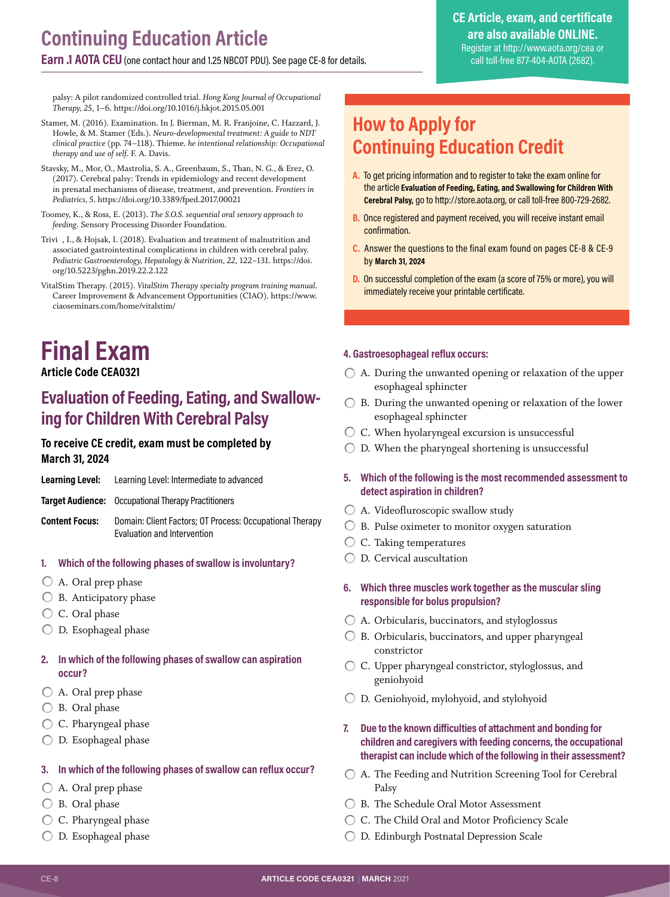# Continuing Education Article

**Earn .1 AOTA CEU** (one contact hour and 1.25 NBCOT PDU). See page CE-8 for details.

**CE Article, exam, and certificate are also available ONLINE.**
Register at http://www.aota.org/cea or call toll-free 877-404-AOTA (2682).

palsy: A pilot randomized controlled trial. *Hong Kong Journal of Occupational Therapy, 25*, 1–6. https://doi.org/10.1016/j.hkjot.2015.05.001

Stamer, M. (2016). Examination. In J. Bierman, M. R. Franjoine, C. Hazzard, J. Howle, & M. Stamer (Eds.). *Neuro-developmental treatment: A guide to NDT clinical practice* (pp. 74–118). Thieme. *he intentional relationship: Occupational therapy and use of self*. F. A. Davis.

Stavsky, M., Mor, O., Mastrolia, S. A., Greenbaum, S., Than, N. G., & Erez, O. (2017). Cerebral palsy: Trends in epidemiology and recent development in prenatal mechanisms of disease, treatment, and prevention. *Frontiers in Pediatrics, 5*. https://doi.org/10.3389/fped.2017.00021

Toomey, K., & Ross, E. (2013). *The S.O.S. sequential oral sensory approach to feeding*. Sensory Processing Disorder Foundation.

Trivi , I., & Hojsak, I. (2018). Evaluation and treatment of malnutrition and associated gastrointestinal complications in children with cerebral palsy. *Pediatric Gastroenterology, Hepatology & Nutrition, 22*, 122–131. https://doi.org/10.5223/pghn.2019.22.2.122

VitalStim Therapy. (2015). *VitalStim Therapy specialty program training manual*. Career Improvement & Advancement Opportunities (CIAO). https://www.ciaoseminars.com/home/vitalstim/

## How to Apply for Continuing Education Credit

A. To get pricing information and to register to take the exam online for the article **Evaluation of Feeding, Eating, and Swallowing for Children With Cerebral Palsy,** go to http://store.aota.org, or call toll-free 800-729-2682.

B. Once registered and payment received, you will receive instant email confirmation.

C. Answer the questions to the final exam found on pages CE-8 & CE-9 by **March 31, 2024**

D. On successful completion of the exam (a score of 75% or more), you will immediately receive your printable certificate.

# Final Exam

**Article Code CEA0321**

## Evaluation of Feeding, Eating, and Swallowing for Children With Cerebral Palsy

**To receive CE credit, exam must be completed by March 31, 2024**

**Learning Level:** Learning Level: Intermediate to advanced

**Target Audience:** Occupational Therapy Practitioners

**Content Focus:** Domain: Client Factors; OT Process: Occupational Therapy Evaluation and Intervention

**1. Which of the following phases of swallow is involuntary?**

- A. Oral prep phase
- B. Anticipatory phase
- C. Oral phase
- D. Esophageal phase

**2. In which of the following phases of swallow can aspiration occur?**

- A. Oral prep phase
- B. Oral phase
- C. Pharyngeal phase
- D. Esophageal phase

**3. In which of the following phases of swallow can reflux occur?**

- A. Oral prep phase
- B. Oral phase
- C. Pharyngeal phase
- D. Esophageal phase

**4. Gastroesophageal reflux occurs:**

- A. During the unwanted opening or relaxation of the upper esophageal sphincter
- B. During the unwanted opening or relaxation of the lower esophageal sphincter
- C. When hyolaryngeal excursion is unsuccessful
- D. When the pharyngeal shortening is unsuccessful

**5. Which of the following is the most recommended assessment to detect aspiration in children?**

- A. Videofluroscopic swallow study
- B. Pulse oximeter to monitor oxygen saturation
- C. Taking temperatures
- D. Cervical auscultation

**6. Which three muscles work together as the muscular sling responsible for bolus propulsion?**

- A. Orbicularis, buccinators, and styloglossus
- B. Orbicularis, buccinators, and upper pharyngeal constrictor
- C. Upper pharyngeal constrictor, styloglossus, and geniohyoid
- D. Geniohyoid, mylohyoid, and stylohyoid

**7. Due to the known difficulties of attachment and bonding for children and caregivers with feeding concerns, the occupational therapist can include which of the following in their assessment?**

- A. The Feeding and Nutrition Screening Tool for Cerebral Palsy
- B. The Schedule Oral Motor Assessment
- C. The Child Oral and Motor Proficiency Scale
- D. Edinburgh Postnatal Depression Scale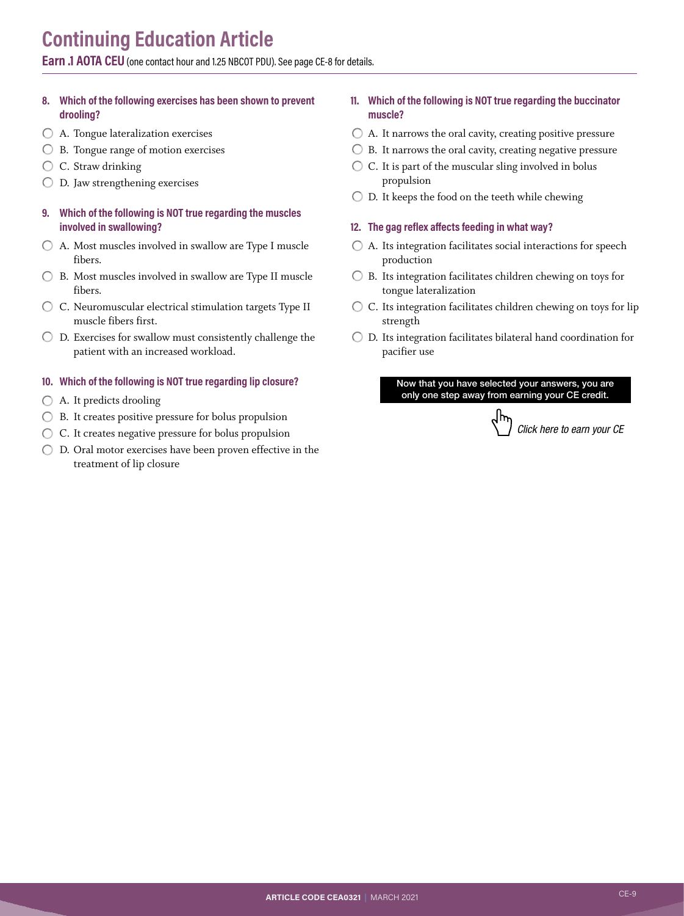# Continuing Education Article

**Earn .1 AOTA CEU** (one contact hour and 1.25 NBCOT PDU). See page CE-8 for details.

**8. Which of the following exercises has been shown to prevent drooling?**

- A. Tongue lateralization exercises
- B. Tongue range of motion exercises
- C. Straw drinking
- D. Jaw strengthening exercises

**9. Which of the following is NOT true regarding the muscles involved in swallowing?**

- A. Most muscles involved in swallow are Type I muscle fibers.
- B. Most muscles involved in swallow are Type II muscle fibers.
- C. Neuromuscular electrical stimulation targets Type II muscle fibers first.
- D. Exercises for swallow must consistently challenge the patient with an increased workload.

**10. Which of the following is NOT true regarding lip closure?**

- A. It predicts drooling
- B. It creates positive pressure for bolus propulsion
- C. It creates negative pressure for bolus propulsion
- D. Oral motor exercises have been proven effective in the treatment of lip closure

**11. Which of the following is NOT true regarding the buccinator muscle?**

- A. It narrows the oral cavity, creating positive pressure
- B. It narrows the oral cavity, creating negative pressure
- C. It is part of the muscular sling involved in bolus propulsion
- D. It keeps the food on the teeth while chewing

**12. The gag reflex affects feeding in what way?**

- A. Its integration facilitates social interactions for speech production
- B. Its integration facilitates children chewing on toys for tongue lateralization
- C. Its integration facilitates children chewing on toys for lip strength
- D. Its integration facilitates bilateral hand coordination for pacifier use

Now that you have selected your answers, you are only one step away from earning your CE credit.

*Click here to earn your CE*